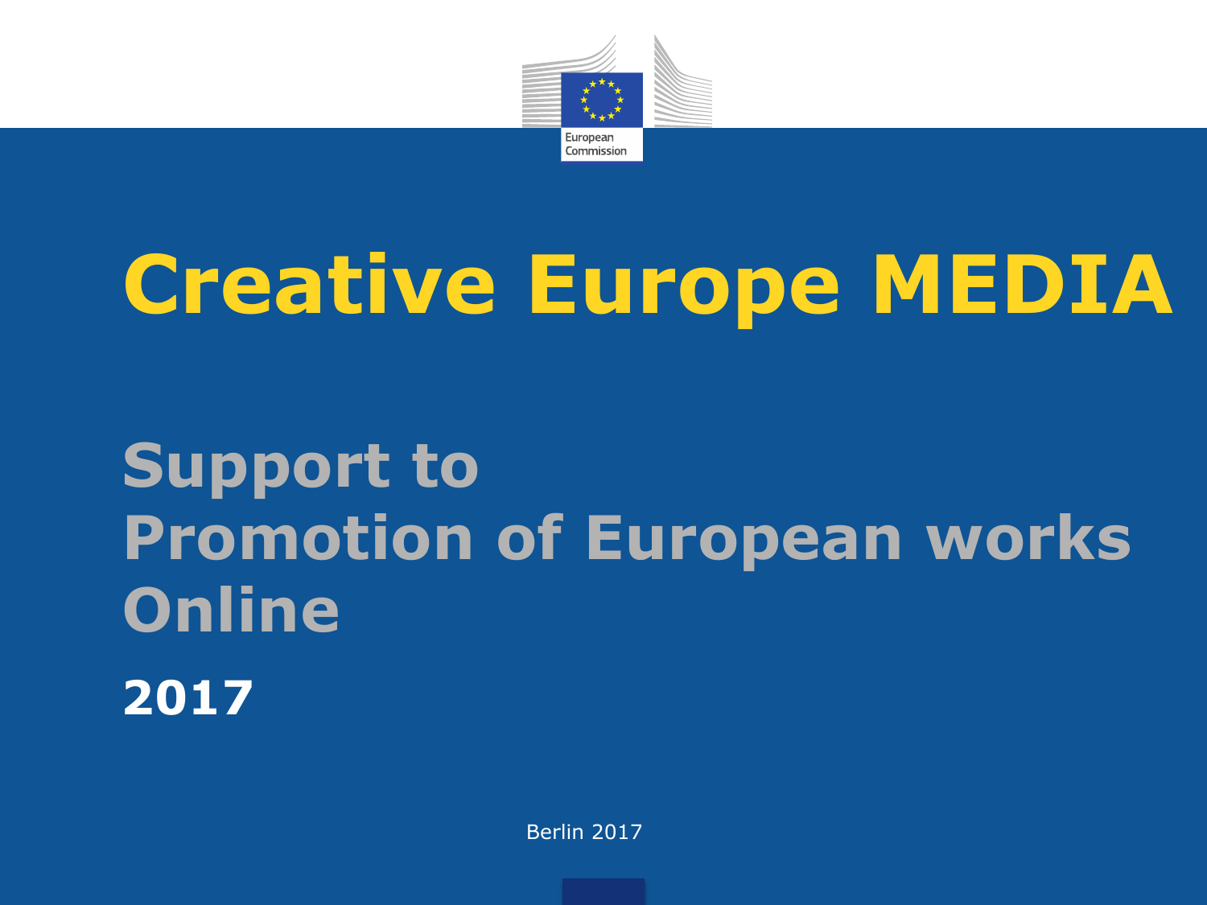# Creative Europe MEDIA

## Support to Promotion of European works Online

**2017**

Berlin 2017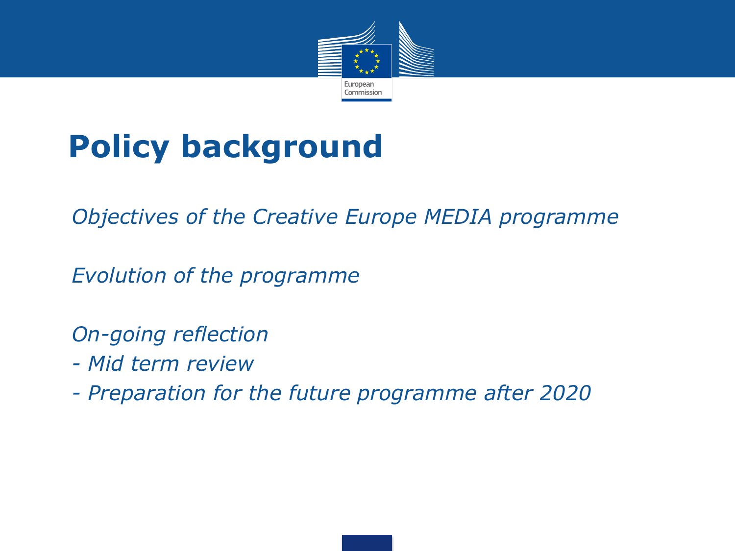# Policy background

*Objectives of the Creative Europe MEDIA programme*

*Evolution of the programme*

*On-going reflection*

- *Mid term review*
- *Preparation for the future programme after 2020*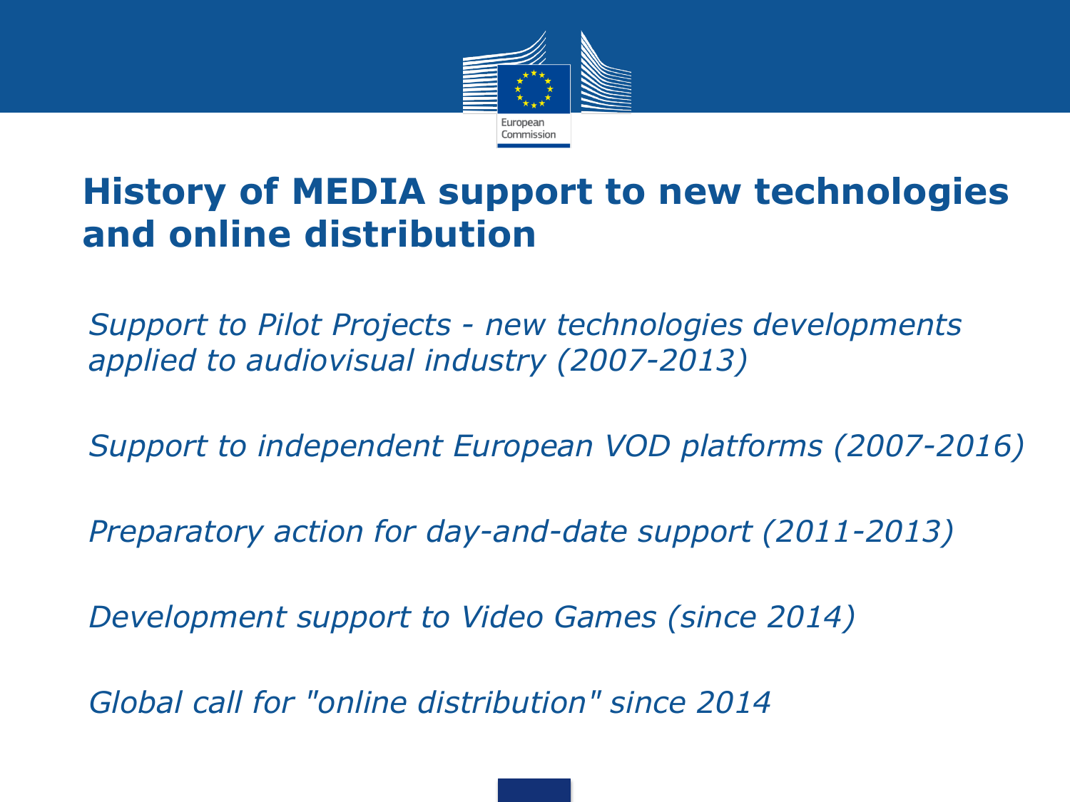# History of MEDIA support to new technologies and online distribution

*Support to Pilot Projects - new technologies developments applied to audiovisual industry (2007-2013)*

*Support to independent European VOD platforms (2007-2016)*

*Preparatory action for day-and-date support (2011-2013)*

*Development support to Video Games (since 2014)*

*Global call for "online distribution" since 2014*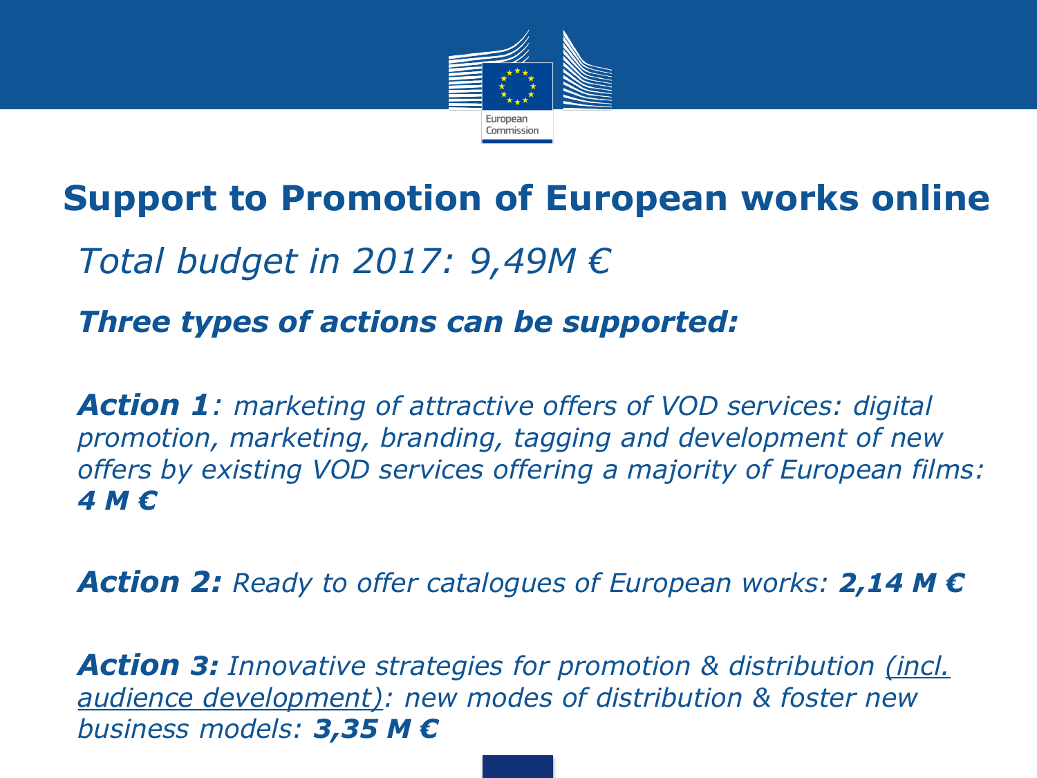# Support to Promotion of European works online

*Total budget in 2017: 9,49M €*

***Three types of actions can be supported:***

***Action 1****: marketing of attractive offers of VOD services: digital promotion, marketing, branding, tagging and development of new offers by existing VOD services offering a majority of European films:* ***4 M €***

***Action 2:*** *Ready to offer catalogues of European works:* ***2,14 M €***

***Action 3:*** *Innovative strategies for promotion & distribution* <u>*(incl. audience development)*</u>*: new modes of distribution & foster new business models:* ***3,35 M €***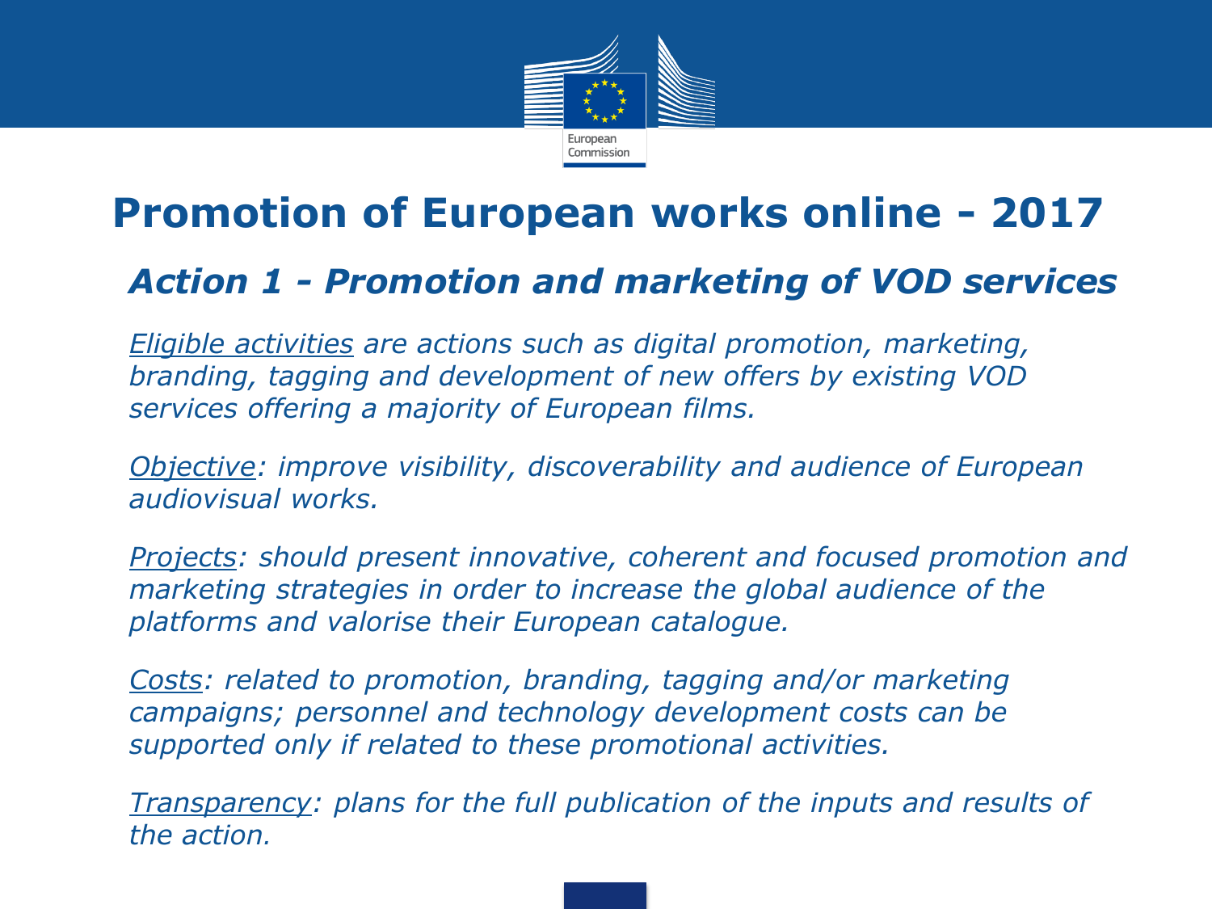# Promotion of European works online - 2017

## *Action 1 - Promotion and marketing of VOD services*

*Eligible activities are actions such as digital promotion, marketing, branding, tagging and development of new offers by existing VOD services offering a majority of European films.*

*Objective: improve visibility, discoverability and audience of European audiovisual works.*

*Projects: should present innovative, coherent and focused promotion and marketing strategies in order to increase the global audience of the platforms and valorise their European catalogue.*

*Costs: related to promotion, branding, tagging and/or marketing campaigns; personnel and technology development costs can be supported only if related to these promotional activities.*

*Transparency: plans for the full publication of the inputs and results of the action.*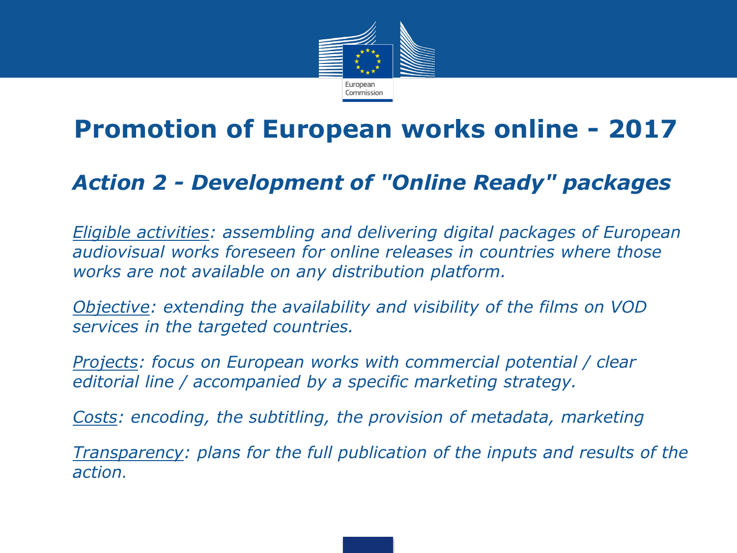# Promotion of European works online - 2017

## *Action 2 - Development of "Online Ready" packages*

*Eligible activities: assembling and delivering digital packages of European audiovisual works foreseen for online releases in countries where those works are not available on any distribution platform.*

*Objective: extending the availability and visibility of the films on VOD services in the targeted countries.*

*Projects: focus on European works with commercial potential / clear editorial line / accompanied by a specific marketing strategy.*

*Costs: encoding, the subtitling, the provision of metadata, marketing*

*Transparency: plans for the full publication of the inputs and results of the action.*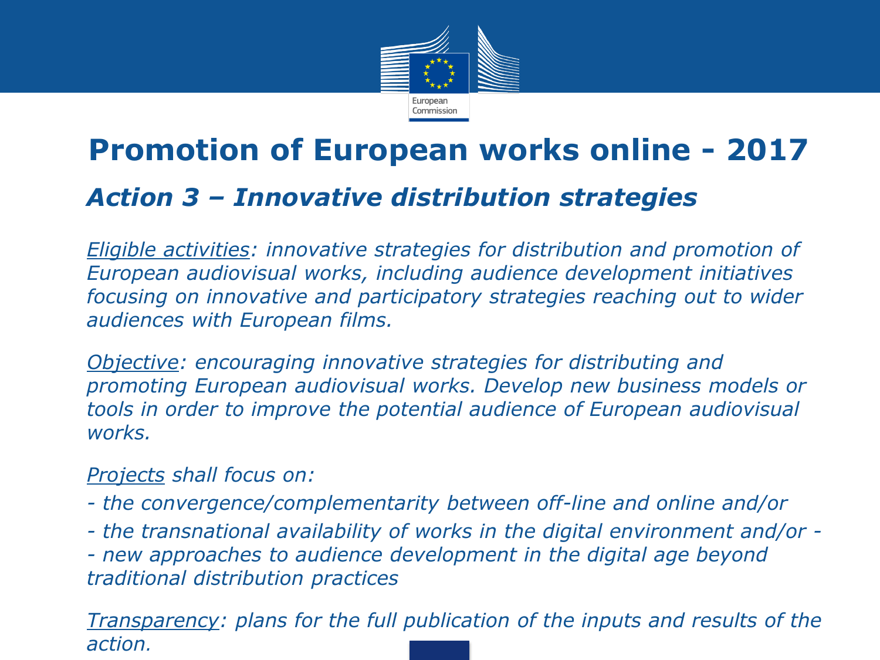# Promotion of European works online - 2017

## *Action 3 – Innovative distribution strategies*

*Eligible activities: innovative strategies for distribution and promotion of European audiovisual works, including audience development initiatives focusing on innovative and participatory strategies reaching out to wider audiences with European films.*

*Objective: encouraging innovative strategies for distributing and promoting European audiovisual works. Develop new business models or tools in order to improve the potential audience of European audiovisual works.*

*Projects shall focus on:*

*- the convergence/complementarity between off-line and online and/or*

*- the transnational availability of works in the digital environment and/or -*

*- new approaches to audience development in the digital age beyond traditional distribution practices*

*Transparency: plans for the full publication of the inputs and results of the action.*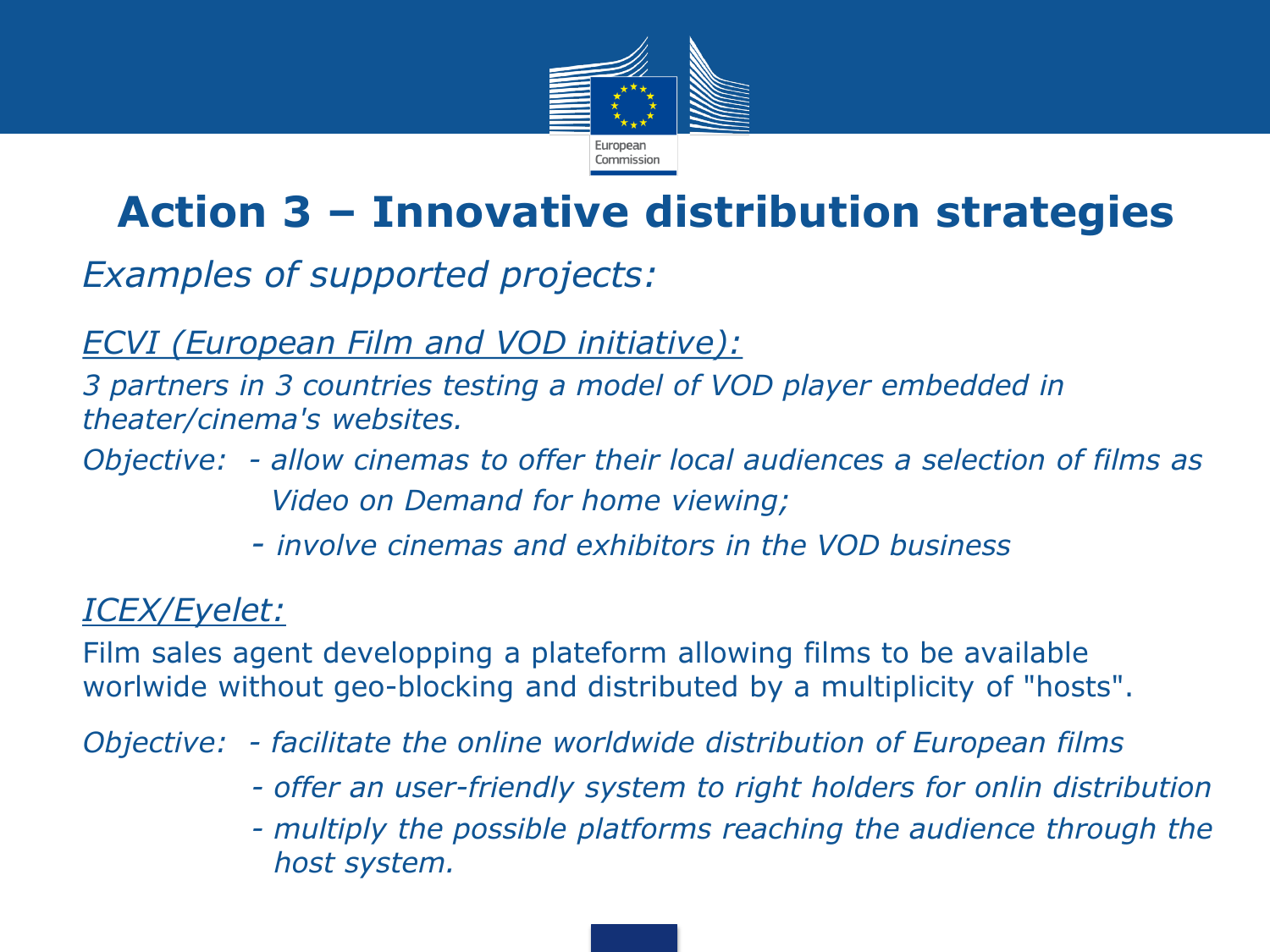# Action 3 – Innovative distribution strategies

*Examples of supported projects:*

*<u>ECVI (European Film and VOD initiative):</u>*

*3 partners in 3 countries testing a model of VOD player embedded in theater/cinema's websites.*

*Objective: - allow cinemas to offer their local audiences a selection of films as Video on Demand for home viewing;*

*- involve cinemas and exhibitors in the VOD business*

*<u>ICEX/Eyelet:</u>*

Film sales agent developping a plateform allowing films to be available worlwide without geo-blocking and distributed by a multiplicity of "hosts".

*Objective: - facilitate the online worldwide distribution of European films*

*- offer an user-friendly system to right holders for onlin distribution*

*- multiply the possible platforms reaching the audience through the host system.*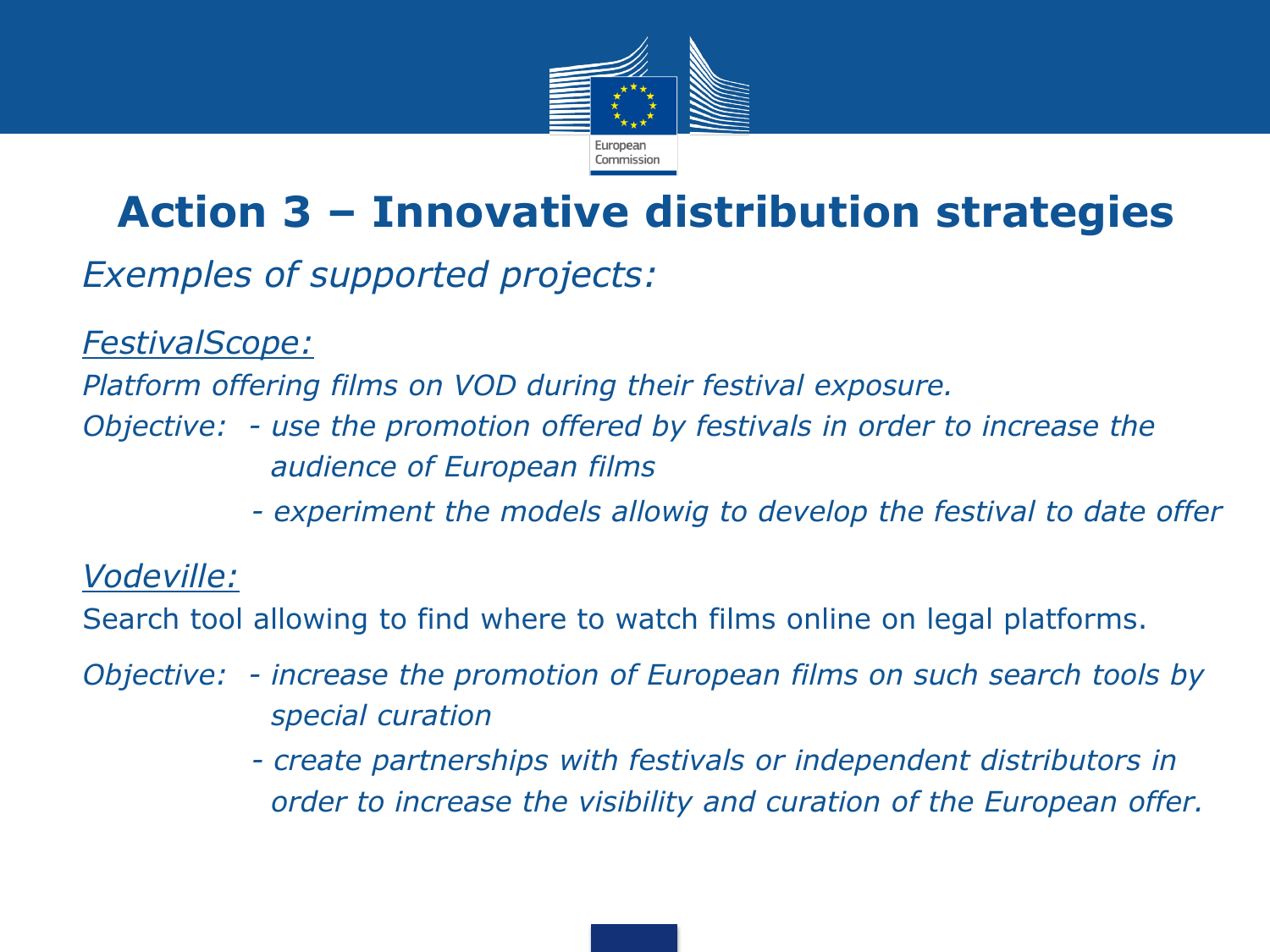# Action 3 – Innovative distribution strategies

*Exemples of supported projects:*

*FestivalScope:*

*Platform offering films on VOD during their festival exposure.*

*Objective: - use the promotion offered by festivals in order to increase the audience of European films*

*- experiment the models allowig to develop the festival to date offer*

*Vodeville:*

Search tool allowing to find where to watch films online on legal platforms.

*Objective: - increase the promotion of European films on such search tools by special curation*

*- create partnerships with festivals or independent distributors in order to increase the visibility and curation of the European offer.*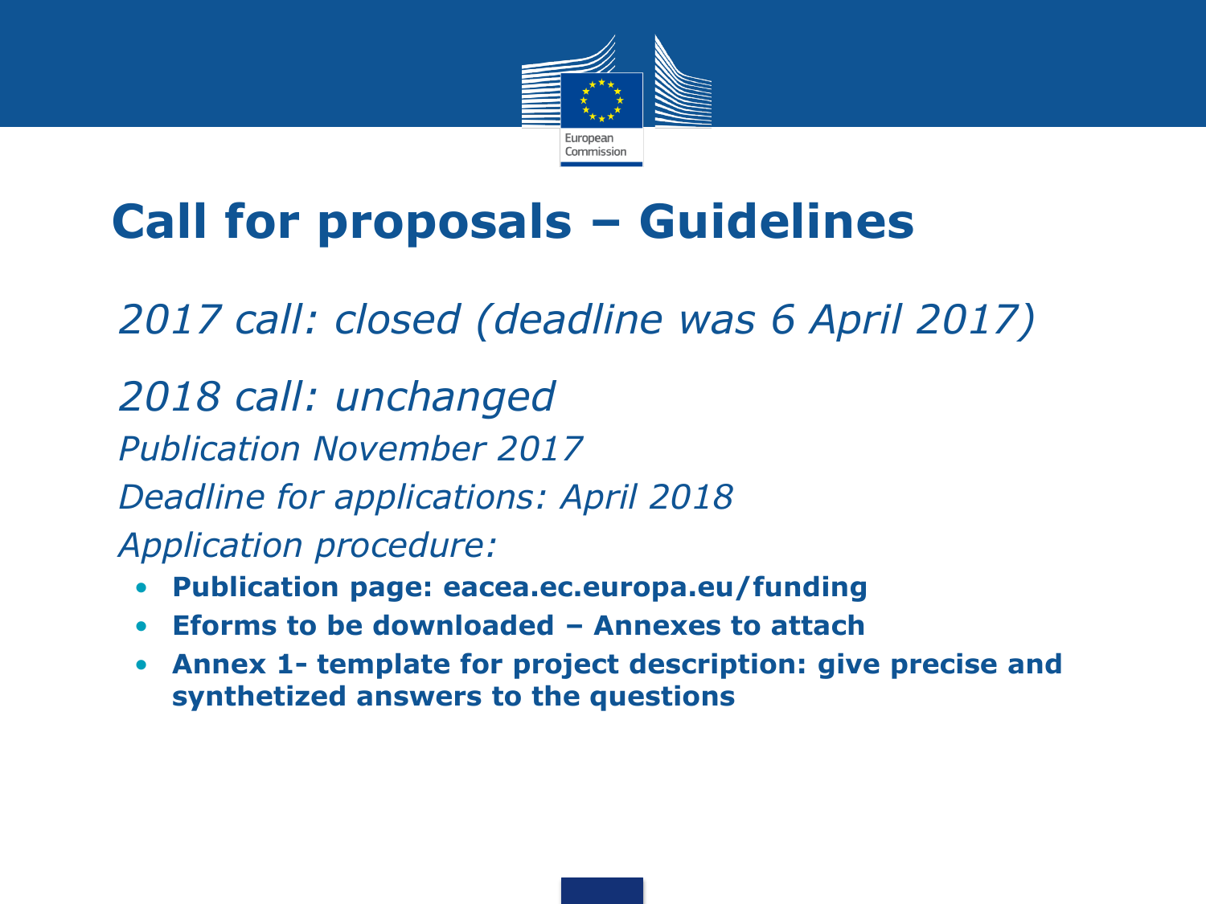# Call for proposals – Guidelines

*2017 call: closed (deadline was 6 April 2017)*

*2018 call: unchanged*

*Publication November 2017*

*Deadline for applications: April 2018*

*Application procedure:*

- **Publication page: eacea.ec.europa.eu/funding**
- **Eforms to be downloaded – Annexes to attach**
- **Annex 1- template for project description: give precise and synthetized answers to the questions**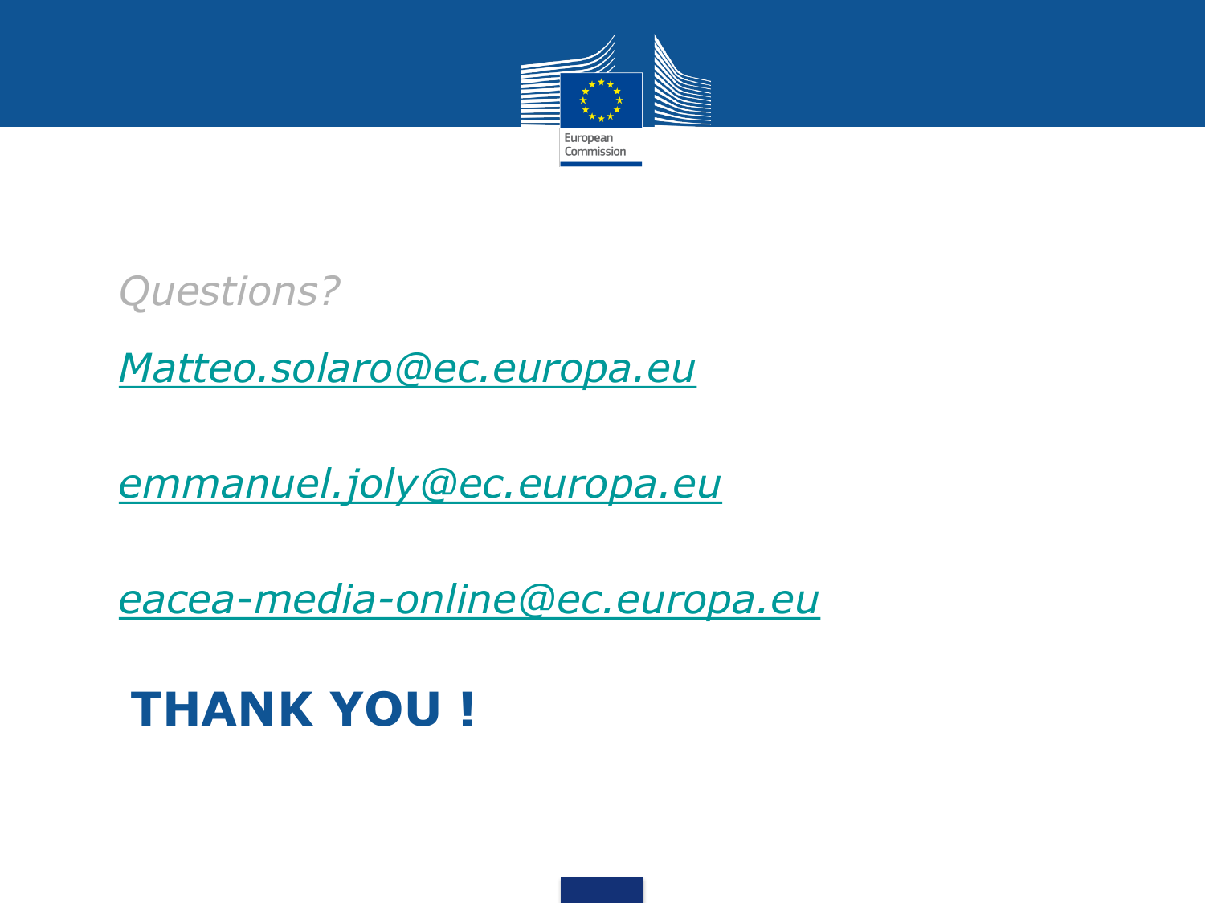*Questions?*

*Matteo.solaro@ec.europa.eu*

*emmanuel.joly@ec.europa.eu*

*eacea-media-online@ec.europa.eu*

**THANK YOU !**